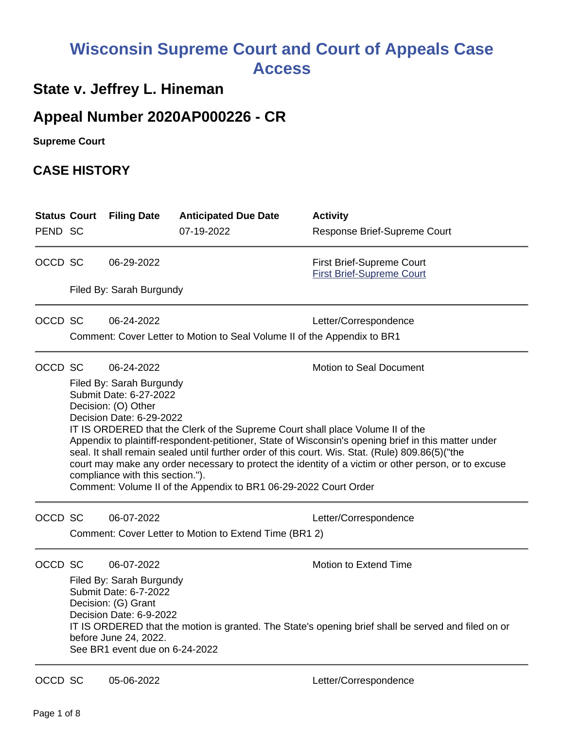# Wisconsin Supreme Court and Court of Appeals Case Access

## State v. Jeffrey L. Hineman

## Appeal Number 2020AP000226 - CR

**Supreme Court**

## CASE HISTORY

| Status | Court | Filing Date | Anticipated Due Date | Activity |
|---|---|---|---|---|
| PEND | SC | | 07-19-2022 | Response Brief-Supreme Court |

---

| Status | Court | Filing Date | Anticipated Due Date | Activity |
|---|---|---|---|---|
| OCCD | SC | 06-29-2022 | | First Brief-Supreme Court<br>First Brief-Supreme Court |

Filed By: Sarah Burgundy

---

| Status | Court | Filing Date | Anticipated Due Date | Activity |
|---|---|---|---|---|
| OCCD | SC | 06-24-2022 | | Letter/Correspondence |

Comment: Cover Letter to Motion to Seal Volume II of the Appendix to BR1

---

| Status | Court | Filing Date | Anticipated Due Date | Activity |
|---|---|---|---|---|
| OCCD | SC | 06-24-2022 | | Motion to Seal Document |

Filed By: Sarah Burgundy
Submit Date: 6-27-2022
Decision: (O) Other
Decision Date: 6-29-2022
IT IS ORDERED that the Clerk of the Supreme Court shall place Volume II of the Appendix to plaintiff-respondent-petitioner, State of Wisconsin's opening brief in this matter under seal. It shall remain sealed until further order of this court. Wis. Stat. (Rule) 809.86(5)("the court may make any order necessary to protect the identity of a victim or other person, or to excuse compliance with this section.").
Comment: Volume II of the Appendix to BR1 06-29-2022 Court Order

---

| Status | Court | Filing Date | Anticipated Due Date | Activity |
|---|---|---|---|---|
| OCCD | SC | 06-07-2022 | | Letter/Correspondence |

Comment: Cover Letter to Motion to Extend Time (BR1 2)

---

| Status | Court | Filing Date | Anticipated Due Date | Activity |
|---|---|---|---|---|
| OCCD | SC | 06-07-2022 | | Motion to Extend Time |

Filed By: Sarah Burgundy
Submit Date: 6-7-2022
Decision: (G) Grant
Decision Date: 6-9-2022
IT IS ORDERED that the motion is granted. The State's opening brief shall be served and filed on or before June 24, 2022.
See BR1 event due on 6-24-2022

---

| Status | Court | Filing Date | Anticipated Due Date | Activity |
|---|---|---|---|---|
| OCCD | SC | 05-06-2022 | | Letter/Correspondence |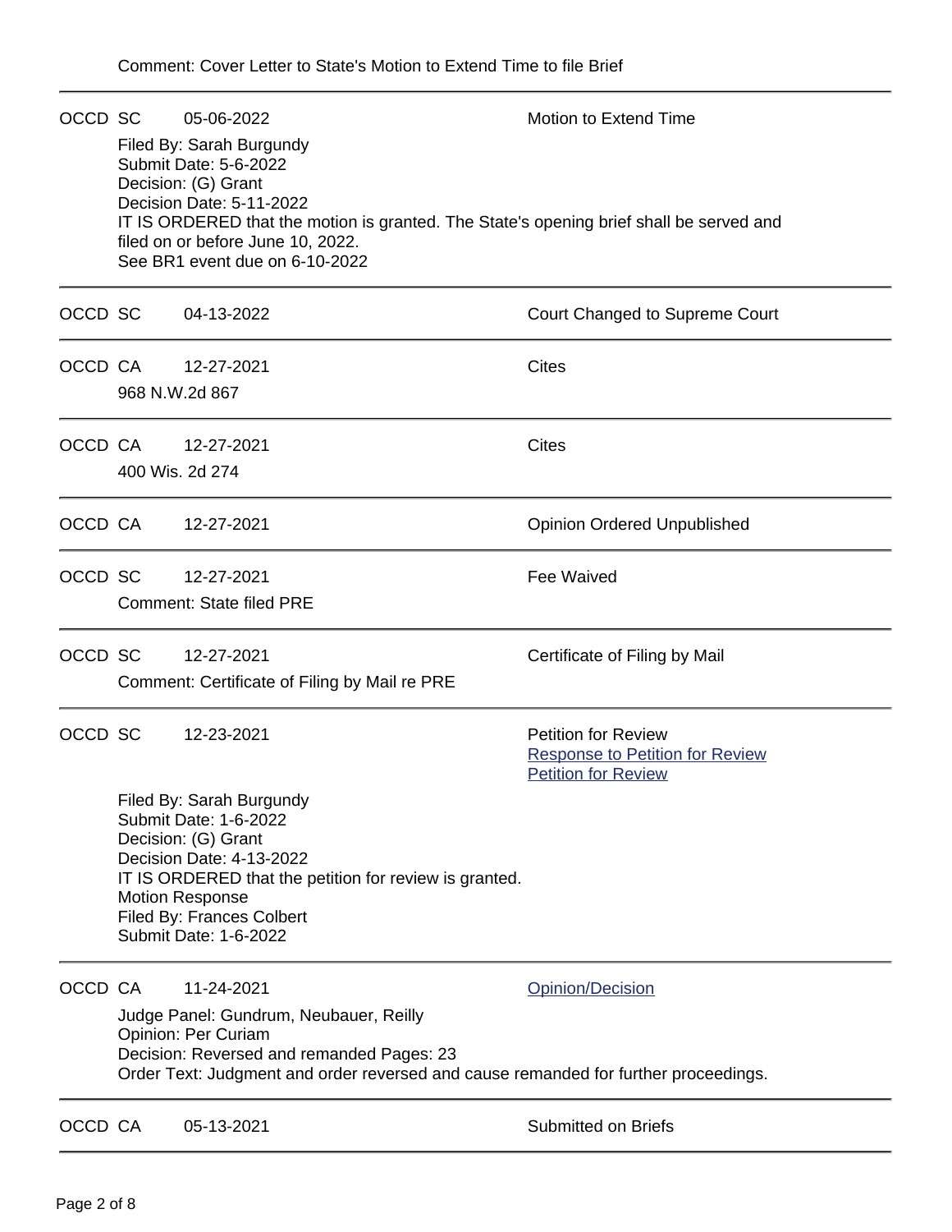Comment: Cover Letter to State's Motion to Extend Time to file Brief

---

OCCD SC 05-06-2022 Motion to Extend Time

Filed By: Sarah Burgundy
Submit Date: 5-6-2022
Decision: (G) Grant
Decision Date: 5-11-2022
IT IS ORDERED that the motion is granted. The State's opening brief shall be served and filed on or before June 10, 2022.
See BR1 event due on 6-10-2022

---

OCCD SC 04-13-2022 Court Changed to Supreme Court

---

OCCD CA 12-27-2021 Cites

968 N.W.2d 867

---

OCCD CA 12-27-2021 Cites

400 Wis. 2d 274

---

OCCD CA 12-27-2021 Opinion Ordered Unpublished

---

OCCD SC 12-27-2021 Fee Waived

Comment: State filed PRE

---

OCCD SC 12-27-2021 Certificate of Filing by Mail

Comment: Certificate of Filing by Mail re PRE

---

OCCD SC 12-23-2021 Petition for Review
Response to Petition for Review
Petition for Review

Filed By: Sarah Burgundy
Submit Date: 1-6-2022
Decision: (G) Grant
Decision Date: 4-13-2022
IT IS ORDERED that the petition for review is granted.
Motion Response
Filed By: Frances Colbert
Submit Date: 1-6-2022

---

OCCD CA 11-24-2021 Opinion/Decision

Judge Panel: Gundrum, Neubauer, Reilly
Opinion: Per Curiam
Decision: Reversed and remanded Pages: 23
Order Text: Judgment and order reversed and cause remanded for further proceedings.

---

OCCD CA 05-13-2021 Submitted on Briefs

---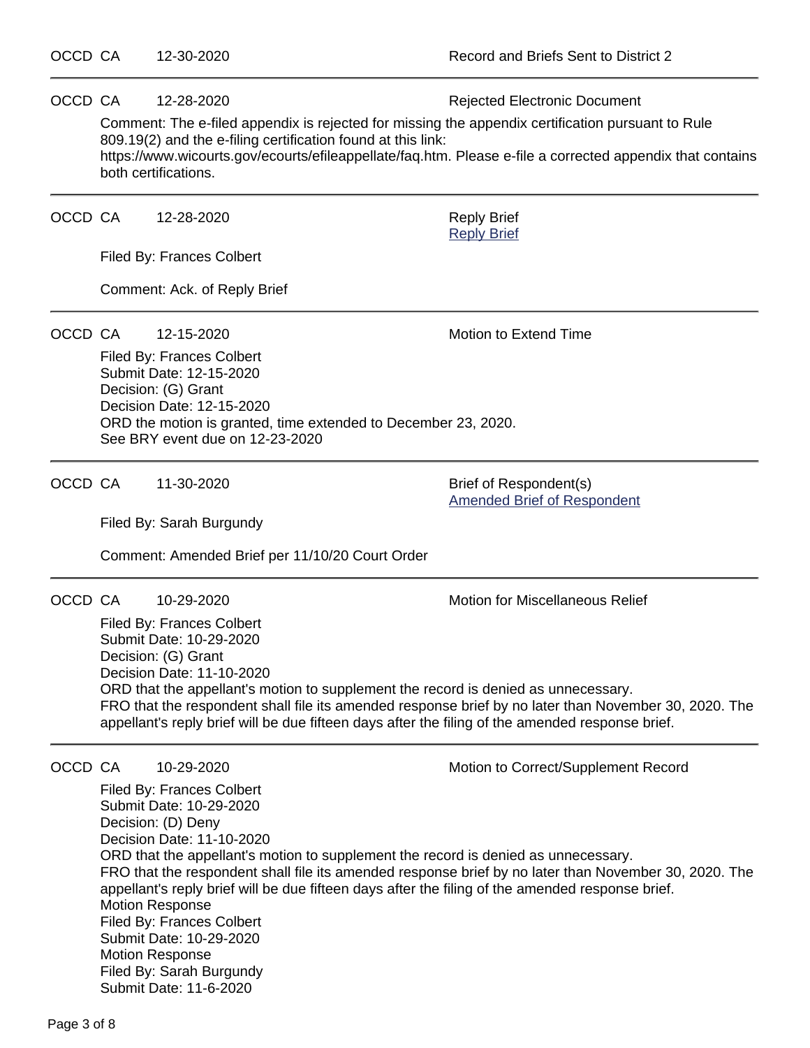OCCD CA 12-30-2020 Record and Briefs Sent to District 2

---

OCCD CA 12-28-2020 Rejected Electronic Document

Comment: The e-filed appendix is rejected for missing the appendix certification pursuant to Rule 809.19(2) and the e-filing certification found at this link: https://www.wicourts.gov/ecourts/efileappellate/faq.htm. Please e-file a corrected appendix that contains both certifications.

---

OCCD CA 12-28-2020 Reply Brief
[Reply Brief]

Filed By: Frances Colbert

Comment: Ack. of Reply Brief

---

OCCD CA 12-15-2020 Motion to Extend Time

Filed By: Frances Colbert
Submit Date: 12-15-2020
Decision: (G) Grant
Decision Date: 12-15-2020
ORD the motion is granted, time extended to December 23, 2020.
See BRY event due on 12-23-2020

---

OCCD CA 11-30-2020 Brief of Respondent(s)
[Amended Brief of Respondent]

Filed By: Sarah Burgundy

Comment: Amended Brief per 11/10/20 Court Order

---

OCCD CA 10-29-2020 Motion for Miscellaneous Relief

Filed By: Frances Colbert
Submit Date: 10-29-2020
Decision: (G) Grant
Decision Date: 11-10-2020
ORD that the appellant's motion to supplement the record is denied as unnecessary.
FRO that the respondent shall file its amended response brief by no later than November 30, 2020. The appellant's reply brief will be due fifteen days after the filing of the amended response brief.

---

OCCD CA 10-29-2020 Motion to Correct/Supplement Record

Filed By: Frances Colbert
Submit Date: 10-29-2020
Decision: (D) Deny
Decision Date: 11-10-2020
ORD that the appellant's motion to supplement the record is denied as unnecessary.
FRO that the respondent shall file its amended response brief by no later than November 30, 2020. The appellant's reply brief will be due fifteen days after the filing of the amended response brief.
Motion Response
Filed By: Frances Colbert
Submit Date: 10-29-2020
Motion Response
Filed By: Sarah Burgundy
Submit Date: 11-6-2020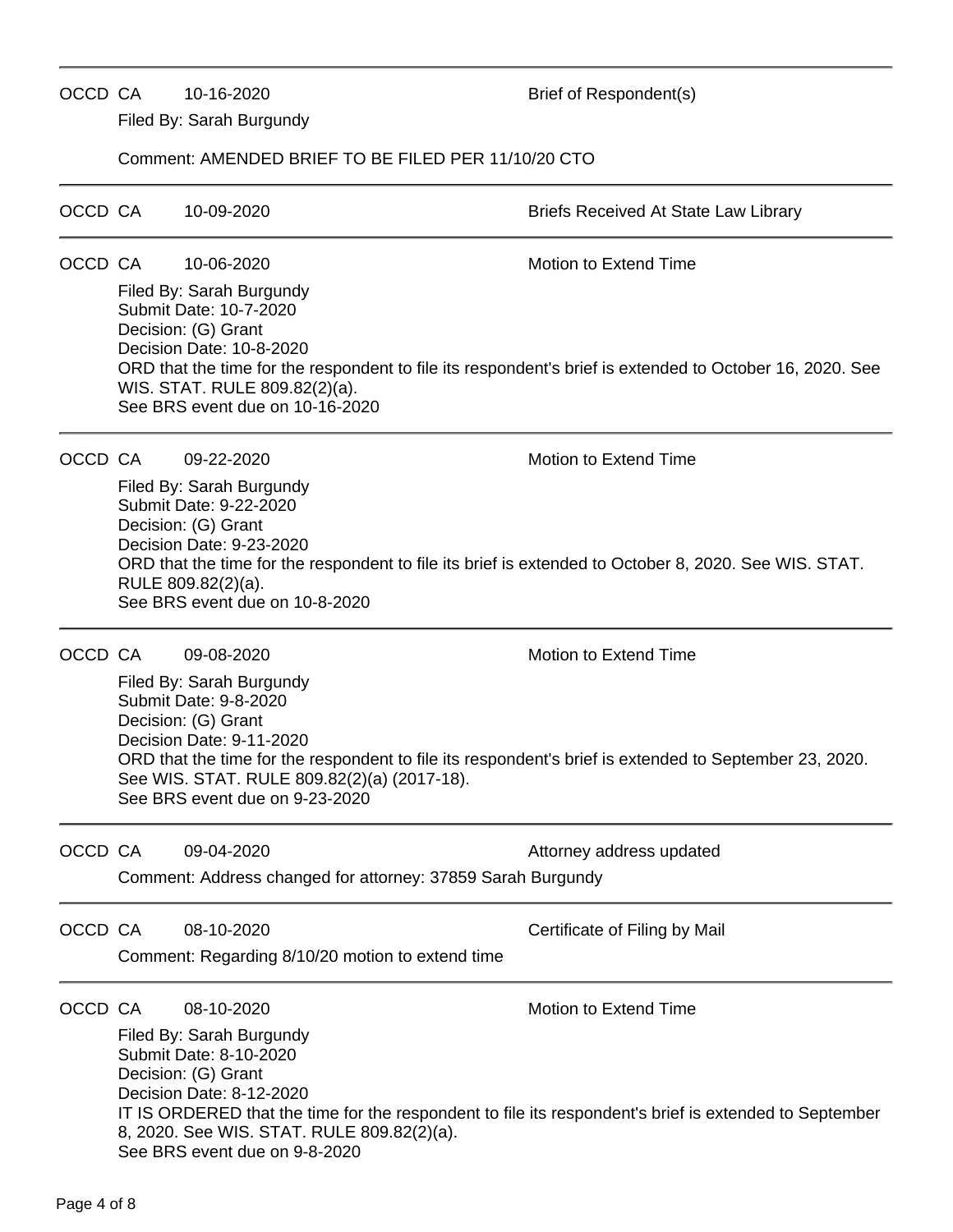---

OCCD CA 10-16-2020 Brief of Respondent(s)

Filed By: Sarah Burgundy

Comment: AMENDED BRIEF TO BE FILED PER 11/10/20 CTO

---

OCCD CA 10-09-2020 Briefs Received At State Law Library

---

OCCD CA 10-06-2020 Motion to Extend Time

Filed By: Sarah Burgundy
Submit Date: 10-7-2020
Decision: (G) Grant
Decision Date: 10-8-2020
ORD that the time for the respondent to file its respondent's brief is extended to October 16, 2020. See WIS. STAT. RULE 809.82(2)(a).
See BRS event due on 10-16-2020

---

OCCD CA 09-22-2020 Motion to Extend Time

Filed By: Sarah Burgundy
Submit Date: 9-22-2020
Decision: (G) Grant
Decision Date: 9-23-2020
ORD that the time for the respondent to file its brief is extended to October 8, 2020. See WIS. STAT. RULE 809.82(2)(a).
See BRS event due on 10-8-2020

---

OCCD CA 09-08-2020 Motion to Extend Time

Filed By: Sarah Burgundy
Submit Date: 9-8-2020
Decision: (G) Grant
Decision Date: 9-11-2020
ORD that the time for the respondent to file its respondent's brief is extended to September 23, 2020. See WIS. STAT. RULE 809.82(2)(a) (2017-18).
See BRS event due on 9-23-2020

---

OCCD CA 09-04-2020 Attorney address updated

Comment: Address changed for attorney: 37859 Sarah Burgundy

---

OCCD CA 08-10-2020 Certificate of Filing by Mail

Comment: Regarding 8/10/20 motion to extend time

---

OCCD CA 08-10-2020 Motion to Extend Time

Filed By: Sarah Burgundy
Submit Date: 8-10-2020
Decision: (G) Grant
Decision Date: 8-12-2020
IT IS ORDERED that the time for the respondent to file its respondent's brief is extended to September 8, 2020. See WIS. STAT. RULE 809.82(2)(a).
See BRS event due on 9-8-2020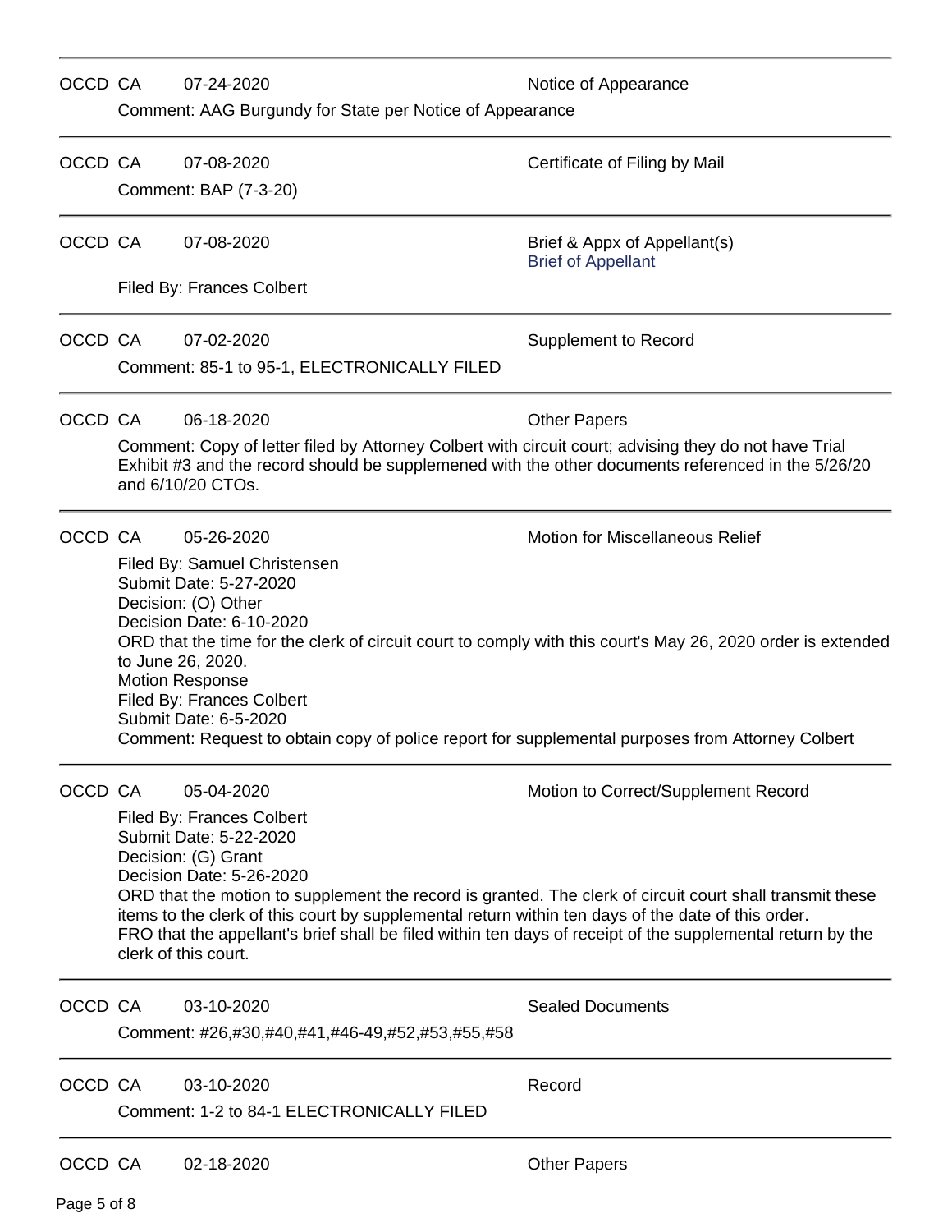---

OCCD CA 07-24-2020 Notice of Appearance

Comment: AAG Burgundy for State per Notice of Appearance

---

OCCD CA 07-08-2020 Certificate of Filing by Mail

Comment: BAP (7-3-20)

---

OCCD CA 07-08-2020 Brief & Appx of Appellant(s)

Brief of Appellant

Filed By: Frances Colbert

---

OCCD CA 07-02-2020 Supplement to Record

Comment: 85-1 to 95-1, ELECTRONICALLY FILED

---

OCCD CA 06-18-2020 Other Papers

Comment: Copy of letter filed by Attorney Colbert with circuit court; advising they do not have Trial Exhibit #3 and the record should be supplemened with the other documents referenced in the 5/26/20 and 6/10/20 CTOs.

---

OCCD CA 05-26-2020 Motion for Miscellaneous Relief

Filed By: Samuel Christensen
Submit Date: 5-27-2020
Decision: (O) Other
Decision Date: 6-10-2020
ORD that the time for the clerk of circuit court to comply with this court's May 26, 2020 order is extended to June 26, 2020.
Motion Response
Filed By: Frances Colbert
Submit Date: 6-5-2020
Comment: Request to obtain copy of police report for supplemental purposes from Attorney Colbert

---

OCCD CA 05-04-2020 Motion to Correct/Supplement Record

Filed By: Frances Colbert
Submit Date: 5-22-2020
Decision: (G) Grant
Decision Date: 5-26-2020
ORD that the motion to supplement the record is granted. The clerk of circuit court shall transmit these items to the clerk of this court by supplemental return within ten days of the date of this order.
FRO that the appellant's brief shall be filed within ten days of receipt of the supplemental return by the clerk of this court.

---

OCCD CA 03-10-2020 Sealed Documents

Comment: #26,#30,#40,#41,#46-49,#52,#53,#55,#58

---

OCCD CA 03-10-2020 Record

Comment: 1-2 to 84-1 ELECTRONICALLY FILED

---

OCCD CA 02-18-2020 Other Papers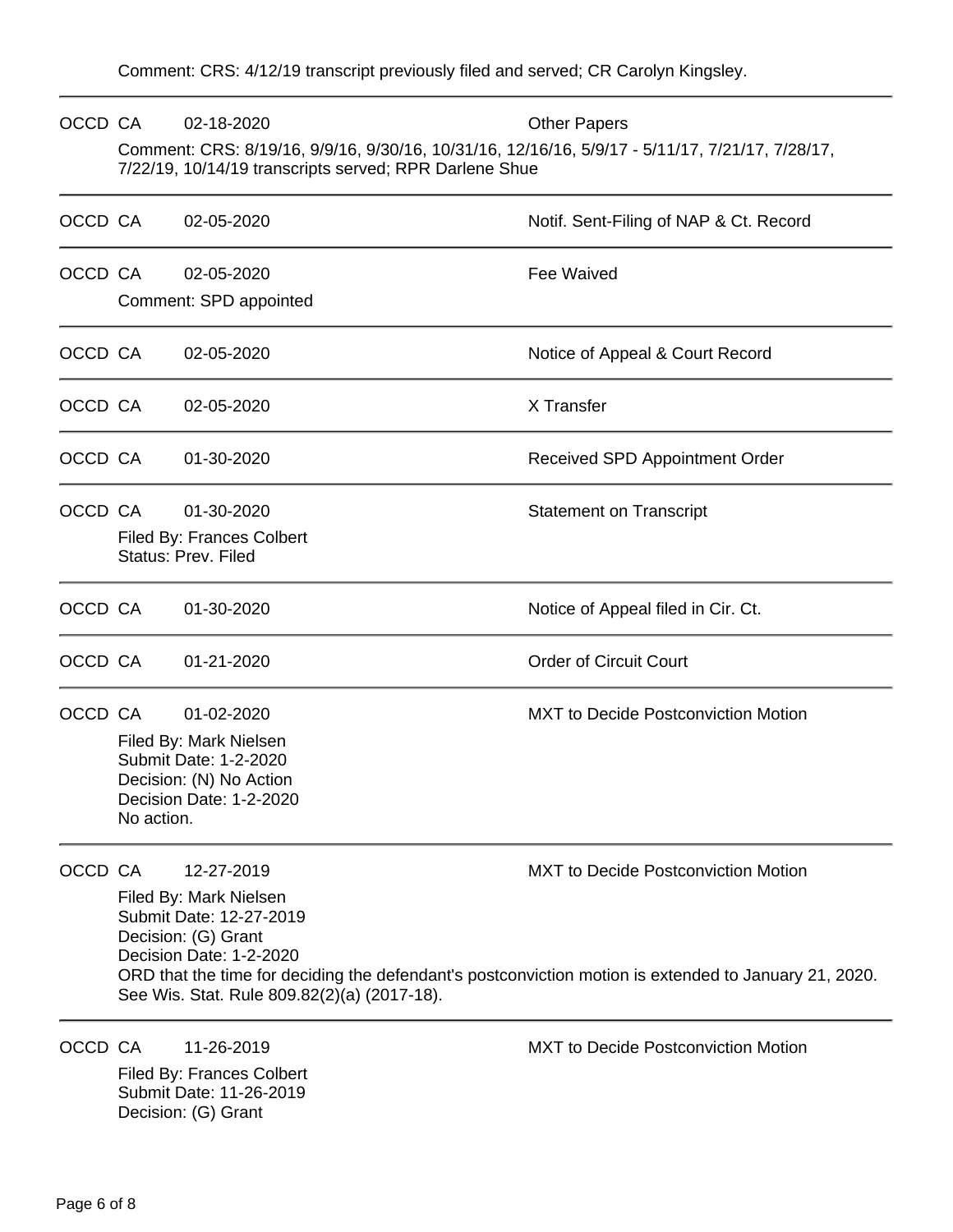Comment: CRS: 4/12/19 transcript previously filed and served; CR Carolyn Kingsley.

---

OCCD CA 02-18-2020 Other Papers

Comment: CRS: 8/19/16, 9/9/16, 9/30/16, 10/31/16, 12/16/16, 5/9/17 - 5/11/17, 7/21/17, 7/28/17, 7/22/19, 10/14/19 transcripts served; RPR Darlene Shue

---

OCCD CA 02-05-2020 Notif. Sent-Filing of NAP & Ct. Record

---

OCCD CA 02-05-2020 Fee Waived

Comment: SPD appointed

---

OCCD CA 02-05-2020 Notice of Appeal & Court Record

---

OCCD CA 02-05-2020 X Transfer

---

OCCD CA 01-30-2020 Received SPD Appointment Order

---

OCCD CA 01-30-2020 Statement on Transcript

Filed By: Frances Colbert
Status: Prev. Filed

---

OCCD CA 01-30-2020 Notice of Appeal filed in Cir. Ct.

---

OCCD CA 01-21-2020 Order of Circuit Court

---

OCCD CA 01-02-2020 MXT to Decide Postconviction Motion

Filed By: Mark Nielsen
Submit Date: 1-2-2020
Decision: (N) No Action
Decision Date: 1-2-2020
No action.

---

OCCD CA 12-27-2019 MXT to Decide Postconviction Motion

Filed By: Mark Nielsen
Submit Date: 12-27-2019
Decision: (G) Grant
Decision Date: 1-2-2020
ORD that the time for deciding the defendant's postconviction motion is extended to January 21, 2020. See Wis. Stat. Rule 809.82(2)(a) (2017-18).

---

OCCD CA 11-26-2019 MXT to Decide Postconviction Motion

Filed By: Frances Colbert
Submit Date: 11-26-2019
Decision: (G) Grant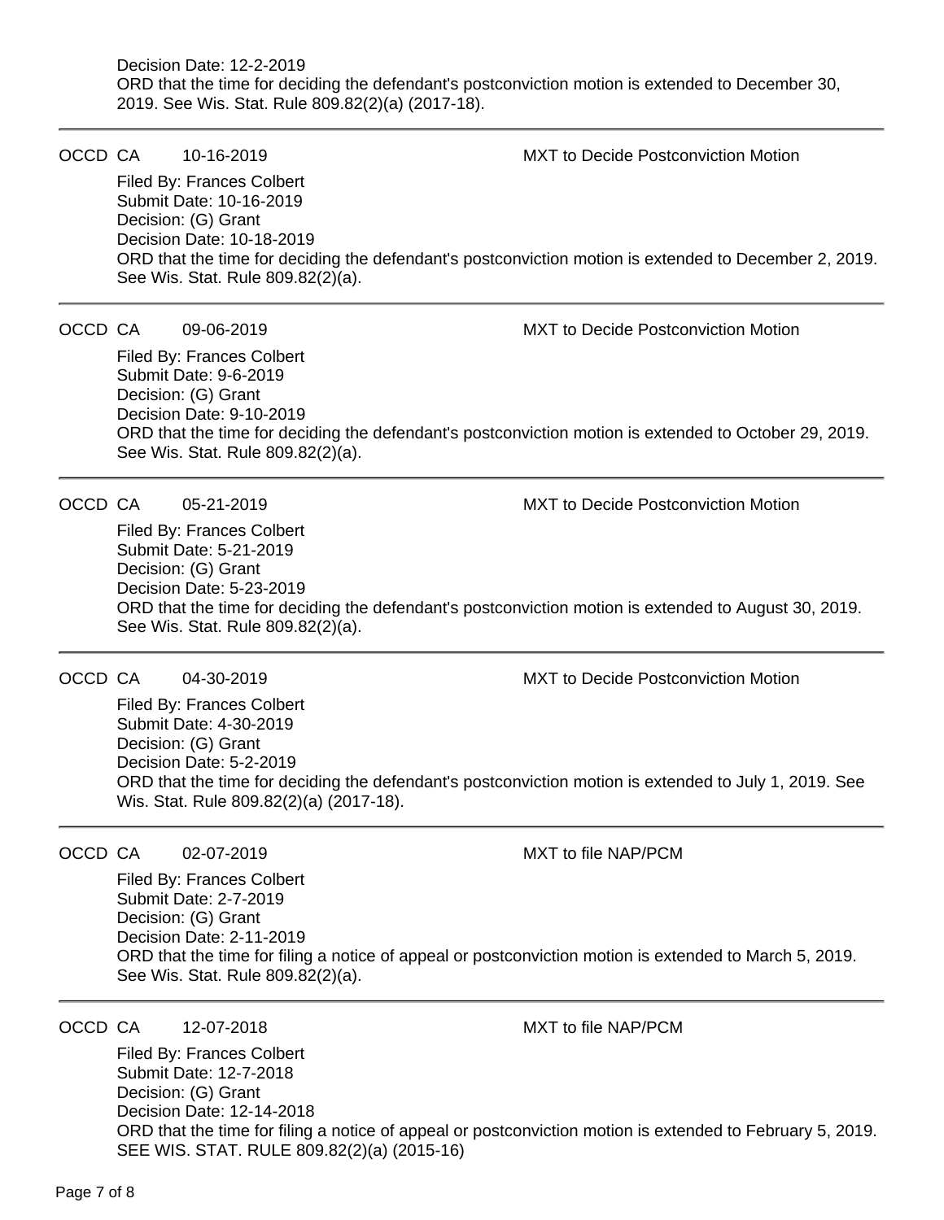Decision Date: 12-2-2019
ORD that the time for deciding the defendant's postconviction motion is extended to December 30, 2019. See Wis. Stat. Rule 809.82(2)(a) (2017-18).

---

OCCD CA 10-16-2019 MXT to Decide Postconviction Motion

Filed By: Frances Colbert
Submit Date: 10-16-2019
Decision: (G) Grant
Decision Date: 10-18-2019
ORD that the time for deciding the defendant's postconviction motion is extended to December 2, 2019. See Wis. Stat. Rule 809.82(2)(a).

---

OCCD CA 09-06-2019 MXT to Decide Postconviction Motion

Filed By: Frances Colbert
Submit Date: 9-6-2019
Decision: (G) Grant
Decision Date: 9-10-2019
ORD that the time for deciding the defendant's postconviction motion is extended to October 29, 2019. See Wis. Stat. Rule 809.82(2)(a).

---

OCCD CA 05-21-2019 MXT to Decide Postconviction Motion

Filed By: Frances Colbert
Submit Date: 5-21-2019
Decision: (G) Grant
Decision Date: 5-23-2019
ORD that the time for deciding the defendant's postconviction motion is extended to August 30, 2019. See Wis. Stat. Rule 809.82(2)(a).

---

OCCD CA 04-30-2019 MXT to Decide Postconviction Motion

Filed By: Frances Colbert
Submit Date: 4-30-2019
Decision: (G) Grant
Decision Date: 5-2-2019
ORD that the time for deciding the defendant's postconviction motion is extended to July 1, 2019. See Wis. Stat. Rule 809.82(2)(a) (2017-18).

---

OCCD CA 02-07-2019 MXT to file NAP/PCM

Filed By: Frances Colbert
Submit Date: 2-7-2019
Decision: (G) Grant
Decision Date: 2-11-2019
ORD that the time for filing a notice of appeal or postconviction motion is extended to March 5, 2019. See Wis. Stat. Rule 809.82(2)(a).

---

OCCD CA 12-07-2018 MXT to file NAP/PCM

Filed By: Frances Colbert
Submit Date: 12-7-2018
Decision: (G) Grant
Decision Date: 12-14-2018
ORD that the time for filing a notice of appeal or postconviction motion is extended to February 5, 2019. SEE WIS. STAT. RULE 809.82(2)(a) (2015-16)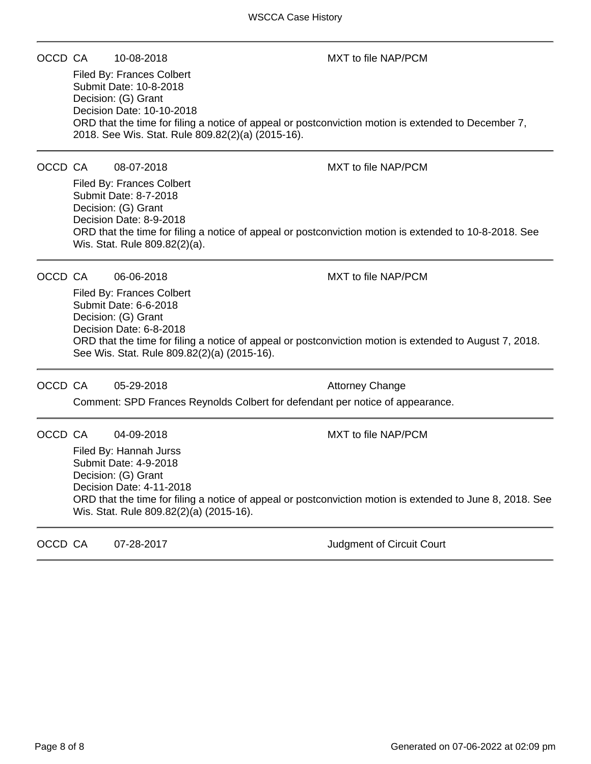OCCD CA 10-08-2018 MXT to file NAP/PCM

Filed By: Frances Colbert
Submit Date: 10-8-2018
Decision: (G) Grant
Decision Date: 10-10-2018
ORD that the time for filing a notice of appeal or postconviction motion is extended to December 7, 2018. See Wis. Stat. Rule 809.82(2)(a) (2015-16).

---

OCCD CA 08-07-2018 MXT to file NAP/PCM

Filed By: Frances Colbert
Submit Date: 8-7-2018
Decision: (G) Grant
Decision Date: 8-9-2018
ORD that the time for filing a notice of appeal or postconviction motion is extended to 10-8-2018. See Wis. Stat. Rule 809.82(2)(a).

---

OCCD CA 06-06-2018 MXT to file NAP/PCM

Filed By: Frances Colbert
Submit Date: 6-6-2018
Decision: (G) Grant
Decision Date: 6-8-2018
ORD that the time for filing a notice of appeal or postconviction motion is extended to August 7, 2018. See Wis. Stat. Rule 809.82(2)(a) (2015-16).

---

OCCD CA 05-29-2018 Attorney Change

Comment: SPD Frances Reynolds Colbert for defendant per notice of appearance.

---

OCCD CA 04-09-2018 MXT to file NAP/PCM

Filed By: Hannah Jurss
Submit Date: 4-9-2018
Decision: (G) Grant
Decision Date: 4-11-2018
ORD that the time for filing a notice of appeal or postconviction motion is extended to June 8, 2018. See Wis. Stat. Rule 809.82(2)(a) (2015-16).

---

OCCD CA 07-28-2017 Judgment of Circuit Court